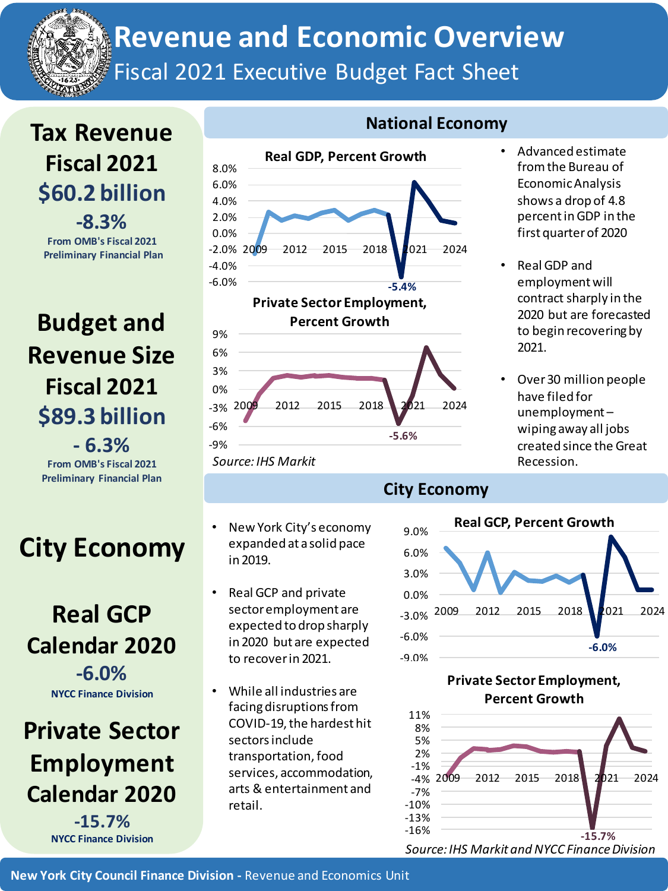# Revenue and Economic Overview

## Fiscal 2021 Executive Budget Fact Sheet

## Tax Revenue Fiscal 2021

**$60.2 billion**

**-8.3%**

From OMB's Fiscal 2021 Preliminary Financial Plan

## Budget and Revenue Size Fiscal 2021

**$89.3 billion**

**- 6.3%**

From OMB's Fiscal 2021 Preliminary Financial Plan

## City Economy

### Real GCP Calendar 2020

**-6.0%**

NYCC Finance Division

### Private Sector Employment Calendar 2020

**-15.7%**

NYCC Finance Division

## National Economy

**Real GDP, Percent Growth**

8.0% | 6.0% | 4.0% | 2.0% | 0.0% | -2.0% | -4.0% | -6.0%

2009 | 2012 | 2015 | 2018 | 2021 | 2024

-5.4%

**Private Sector Employment, Percent Growth**

9% | 6% | 3% | 0% | -3% | -6% | -9%

2009 | 2012 | 2015 | 2018 | 2021 | 2024

-5.6%

*Source: IHS Markit*

- Advanced estimate from the Bureau of Economic Analysis shows a drop of 4.8 percent in GDP in the first quarter of 2020
- Real GDP and employment will contract sharply in the 2020 but are forecasted to begin recovering by 2021.
- Over 30 million people have filed for unemployment – wiping away all jobs created since the Great Recession.

## City Economy

- New York City's economy expanded at a solid pace in 2019.
- Real GCP and private sector employment are expected to drop sharply in 2020 but are expected to recover in 2021.
- While all industries are facing disruptions from COVID-19, the hardest hit sectors include transportation, food services, accommodation, arts & entertainment and retail.

**Real GCP, Percent Growth**

9.0% | 6.0% | 3.0% | 0.0% | -3.0% | -6.0% | -9.0%

2009 | 2012 | 2015 | 2018 | 2021 | 2024

-6.0%

**Private Sector Employment, Percent Growth**

11% | 8% | 5% | 2% | -1% | -4% | -7% | -10% | -13% | -16%

2009 | 2012 | 2015 | 2018 | 2021 | 2024

-15.7%

*Source: IHS Markit and NYCC Finance Division*

**New York City Council Finance Division -** Revenue and Economics Unit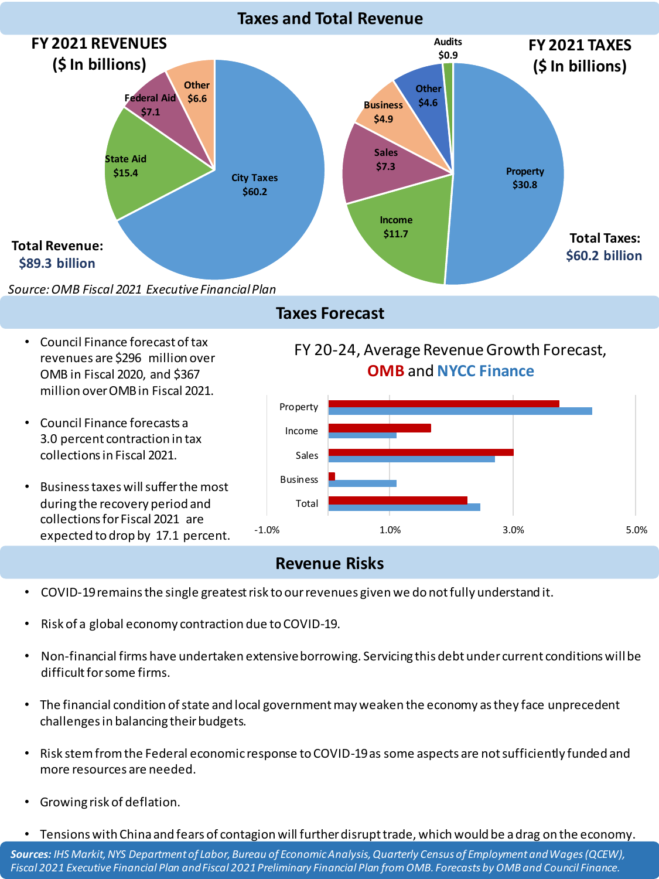## Taxes and Total Revenue

**FY 2021 REVENUES ($ In billions)**

City Taxes $60.2
State Aid $15.4
Federal Aid $7.1
Other $6.6

**Total Revenue: $89.3 billion**

**FY 2021 TAXES ($ In billions)**

Property $30.8
Income $11.7
Sales $7.3
Business $4.9
Other $4.6
Audits $0.9

**Total Taxes: $60.2 billion**

*Source: OMB Fiscal 2021 Executive Financial Plan*

## Taxes Forecast

- Council Finance forecast of tax revenues are $296 million over OMB in Fiscal 2020, and $367 million over OMB in Fiscal 2021.
- Council Finance forecasts a 3.0 percent contraction in tax collections in Fiscal 2021.
- Business taxes will suffer the most during the recovery period and collections for Fiscal 2021 are expected to drop by 17.1 percent.

FY 20-24, Average Revenue Growth Forecast, OMB and NYCC Finance

Property
Income
Sales
Business
Total

-1.0%
1.0%
3.0%
5.0%

## Revenue Risks

- COVID-19 remains the single greatest risk to our revenues given we do not fully understand it.
- Risk of a global economy contraction due to COVID-19.
- Non-financial firms have undertaken extensive borrowing. Servicing this debt under current conditions will be difficult for some firms.
- The financial condition of state and local government may weaken the economy as they face unprecedent challenges in balancing their budgets.
- Risk stem from the Federal economic response to COVID-19 as some aspects are not sufficiently funded and more resources are needed.
- Growing risk of deflation.
- Tensions with China and fears of contagion will further disrupt trade, which would be a drag on the economy.

***Sources:** IHS Markit, NYS Department of Labor, Bureau of Economic Analysis, Quarterly Census of Employment and Wages (QCEW), Fiscal 2021 Executive Financial Plan and Fiscal 2021 Preliminary Financial Plan from OMB. Forecasts by OMB and Council Finance.*